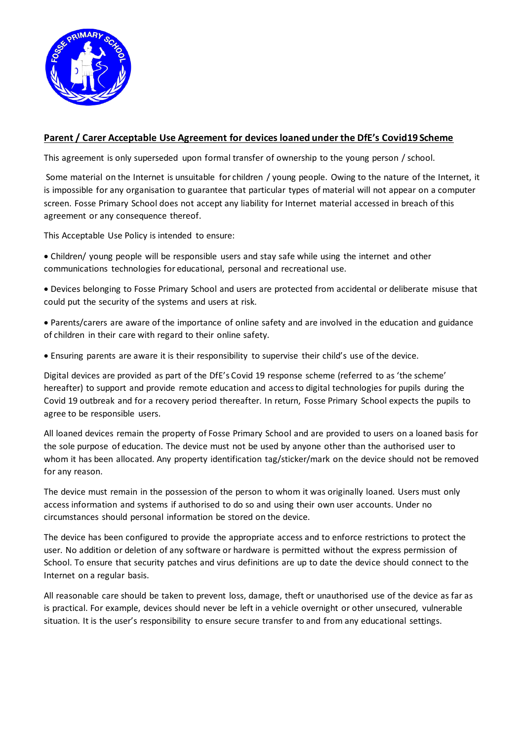## Parent / Carer Acceptable Use Agreement for devices loaned under the DfE's Covid19 Scheme

This agreement is only superseded upon formal transfer of ownership to the young person / school.

Some material on the Internet is unsuitable for children / young people. Owing to the nature of the Internet, it is impossible for any organisation to guarantee that particular types of material will not appear on a computer screen. Fosse Primary School does not accept any liability for Internet material accessed in breach of this agreement or any consequence thereof.

This Acceptable Use Policy is intended to ensure:

- Children/ young people will be responsible users and stay safe while using the internet and other communications technologies for educational, personal and recreational use.
- Devices belonging to Fosse Primary School and users are protected from accidental or deliberate misuse that could put the security of the systems and users at risk.
- Parents/carers are aware of the importance of online safety and are involved in the education and guidance of children in their care with regard to their online safety.
- Ensuring parents are aware it is their responsibility to supervise their child's use of the device.

Digital devices are provided as part of the DfE's Covid 19 response scheme (referred to as 'the scheme' hereafter) to support and provide remote education and access to digital technologies for pupils during the Covid 19 outbreak and for a recovery period thereafter. In return, Fosse Primary School expects the pupils to agree to be responsible users.

All loaned devices remain the property of Fosse Primary School and are provided to users on a loaned basis for the sole purpose of education. The device must not be used by anyone other than the authorised user to whom it has been allocated. Any property identification tag/sticker/mark on the device should not be removed for any reason.

The device must remain in the possession of the person to whom it was originally loaned. Users must only access information and systems if authorised to do so and using their own user accounts. Under no circumstances should personal information be stored on the device.

The device has been configured to provide the appropriate access and to enforce restrictions to protect the user. No addition or deletion of any software or hardware is permitted without the express permission of School. To ensure that security patches and virus definitions are up to date the device should connect to the Internet on a regular basis.

All reasonable care should be taken to prevent loss, damage, theft or unauthorised use of the device as far as is practical. For example, devices should never be left in a vehicle overnight or other unsecured, vulnerable situation. It is the user's responsibility to ensure secure transfer to and from any educational settings.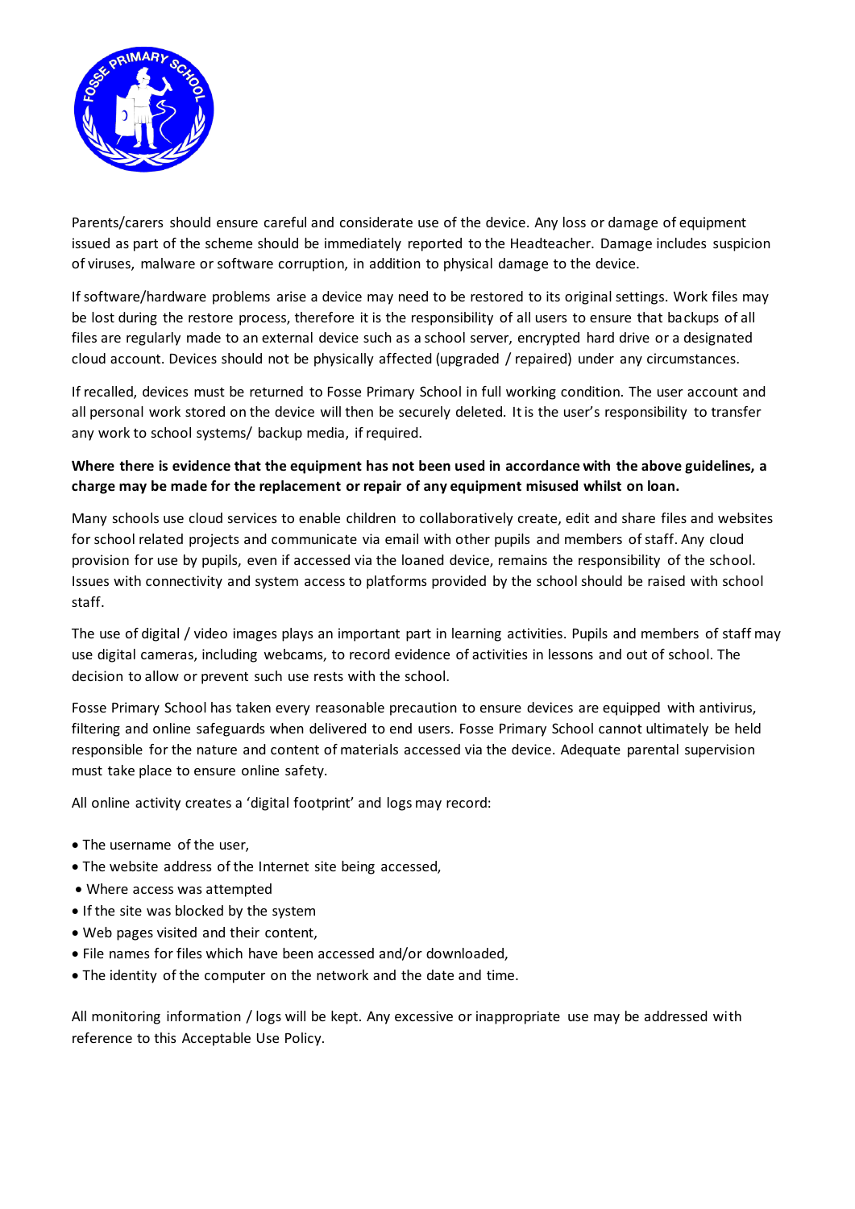Parents/carers should ensure careful and considerate use of the device. Any loss or damage of equipment issued as part of the scheme should be immediately reported to the Headteacher. Damage includes suspicion of viruses, malware or software corruption, in addition to physical damage to the device.

If software/hardware problems arise a device may need to be restored to its original settings. Work files may be lost during the restore process, therefore it is the responsibility of all users to ensure that backups of all files are regularly made to an external device such as a school server, encrypted hard drive or a designated cloud account. Devices should not be physically affected (upgraded / repaired) under any circumstances.

If recalled, devices must be returned to Fosse Primary School in full working condition. The user account and all personal work stored on the device will then be securely deleted. It is the user's responsibility to transfer any work to school systems/ backup media, if required.

**Where there is evidence that the equipment has not been used in accordance with the above guidelines, a charge may be made for the replacement or repair of any equipment misused whilst on loan.**

Many schools use cloud services to enable children to collaboratively create, edit and share files and websites for school related projects and communicate via email with other pupils and members of staff. Any cloud provision for use by pupils, even if accessed via the loaned device, remains the responsibility of the school. Issues with connectivity and system access to platforms provided by the school should be raised with school staff.

The use of digital / video images plays an important part in learning activities. Pupils and members of staff may use digital cameras, including webcams, to record evidence of activities in lessons and out of school. The decision to allow or prevent such use rests with the school.

Fosse Primary School has taken every reasonable precaution to ensure devices are equipped with antivirus, filtering and online safeguards when delivered to end users. Fosse Primary School cannot ultimately be held responsible for the nature and content of materials accessed via the device. Adequate parental supervision must take place to ensure online safety.

All online activity creates a 'digital footprint' and logs may record:

- The username of the user,
- The website address of the Internet site being accessed,
- Where access was attempted
- If the site was blocked by the system
- Web pages visited and their content,
- File names for files which have been accessed and/or downloaded,
- The identity of the computer on the network and the date and time.

All monitoring information / logs will be kept. Any excessive or inappropriate use may be addressed with reference to this Acceptable Use Policy.